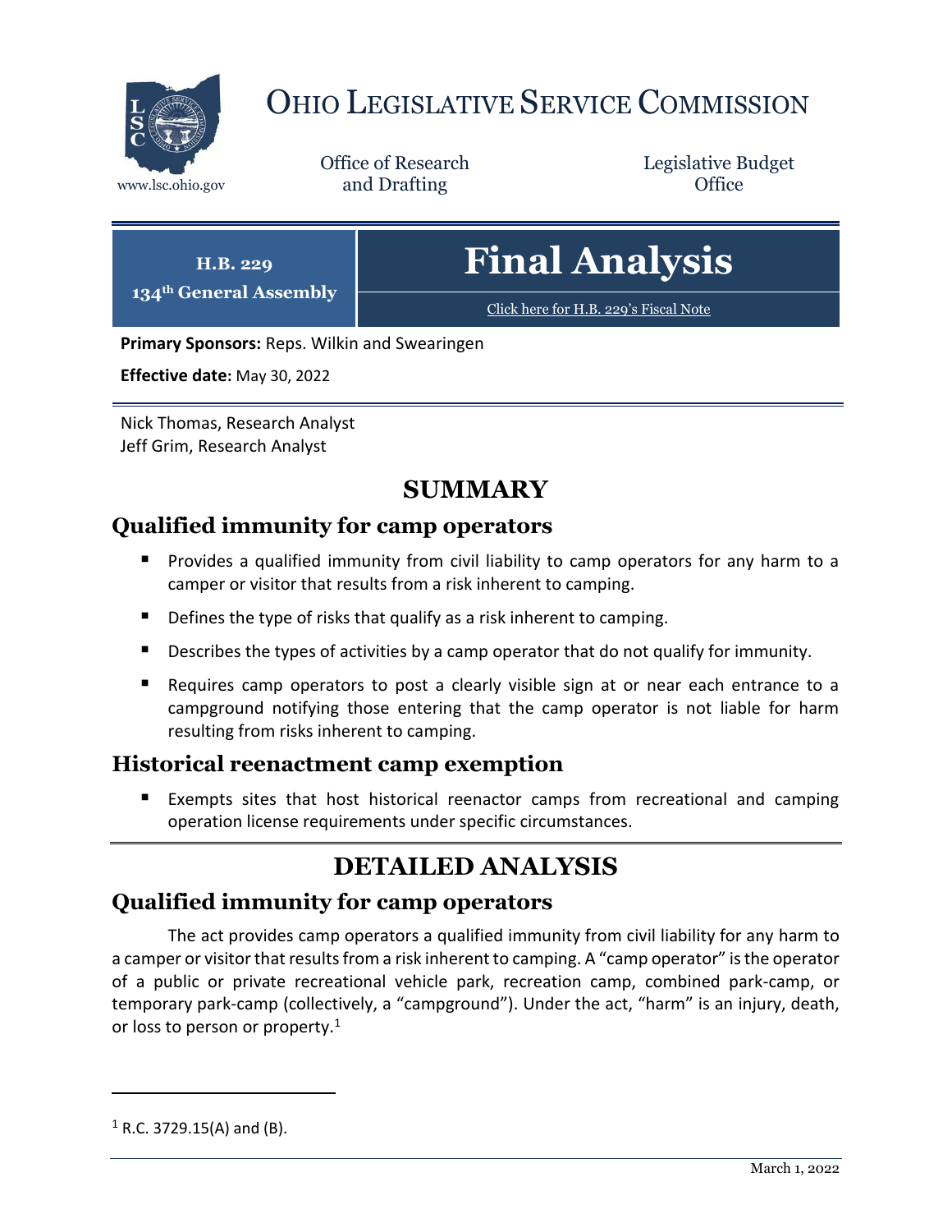# Ohio Legislative Service Commission

www.lsc.ohio.gov

Office of Research and Drafting

Legislative Budget Office

**H.B. 229**
**134th General Assembly**

# Final Analysis

Click here for H.B. 229's Fiscal Note

**Primary Sponsors:** Reps. Wilkin and Swearingen

**Effective date:** May 30, 2022

Nick Thomas, Research Analyst
Jeff Grim, Research Analyst

## SUMMARY

### Qualified immunity for camp operators

- Provides a qualified immunity from civil liability to camp operators for any harm to a camper or visitor that results from a risk inherent to camping.
- Defines the type of risks that qualify as a risk inherent to camping.
- Describes the types of activities by a camp operator that do not qualify for immunity.
- Requires camp operators to post a clearly visible sign at or near each entrance to a campground notifying those entering that the camp operator is not liable for harm resulting from risks inherent to camping.

### Historical reenactment camp exemption

- Exempts sites that host historical reenactor camps from recreational and camping operation license requirements under specific circumstances.

## DETAILED ANALYSIS

### Qualified immunity for camp operators

The act provides camp operators a qualified immunity from civil liability for any harm to a camper or visitor that results from a risk inherent to camping. A "camp operator" is the operator of a public or private recreational vehicle park, recreation camp, combined park-camp, or temporary park-camp (collectively, a "campground"). Under the act, "harm" is an injury, death, or loss to person or property.[1]

[1] R.C. 3729.15(A) and (B).

March 1, 2022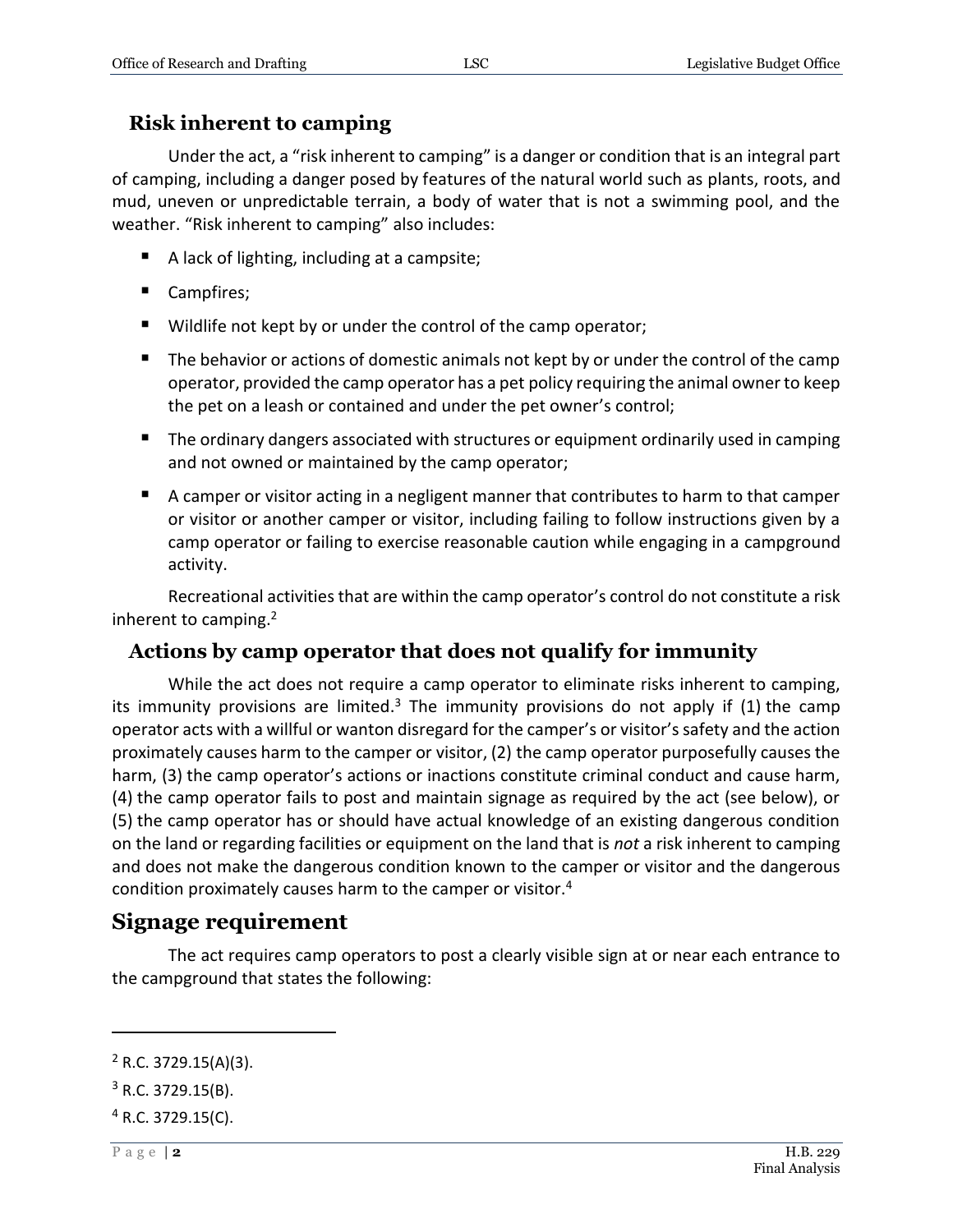### Risk inherent to camping

Under the act, a "risk inherent to camping" is a danger or condition that is an integral part of camping, including a danger posed by features of the natural world such as plants, roots, and mud, uneven or unpredictable terrain, a body of water that is not a swimming pool, and the weather. "Risk inherent to camping" also includes:

- A lack of lighting, including at a campsite;
- Campfires;
- Wildlife not kept by or under the control of the camp operator;
- The behavior or actions of domestic animals not kept by or under the control of the camp operator, provided the camp operator has a pet policy requiring the animal owner to keep the pet on a leash or contained and under the pet owner's control;
- The ordinary dangers associated with structures or equipment ordinarily used in camping and not owned or maintained by the camp operator;
- A camper or visitor acting in a negligent manner that contributes to harm to that camper or visitor or another camper or visitor, including failing to follow instructions given by a camp operator or failing to exercise reasonable caution while engaging in a campground activity.

Recreational activities that are within the camp operator's control do not constitute a risk inherent to camping.[2]

### Actions by camp operator that does not qualify for immunity

While the act does not require a camp operator to eliminate risks inherent to camping, its immunity provisions are limited.[3] The immunity provisions do not apply if (1) the camp operator acts with a willful or wanton disregard for the camper's or visitor's safety and the action proximately causes harm to the camper or visitor, (2) the camp operator purposefully causes the harm, (3) the camp operator's actions or inactions constitute criminal conduct and cause harm, (4) the camp operator fails to post and maintain signage as required by the act (see below), or (5) the camp operator has or should have actual knowledge of an existing dangerous condition on the land or regarding facilities or equipment on the land that is *not* a risk inherent to camping and does not make the dangerous condition known to the camper or visitor and the dangerous condition proximately causes harm to the camper or visitor.[4]

## Signage requirement

The act requires camp operators to post a clearly visible sign at or near each entrance to the campground that states the following:

---

[2] R.C. 3729.15(A)(3).

[3] R.C. 3729.15(B).

[4] R.C. 3729.15(C).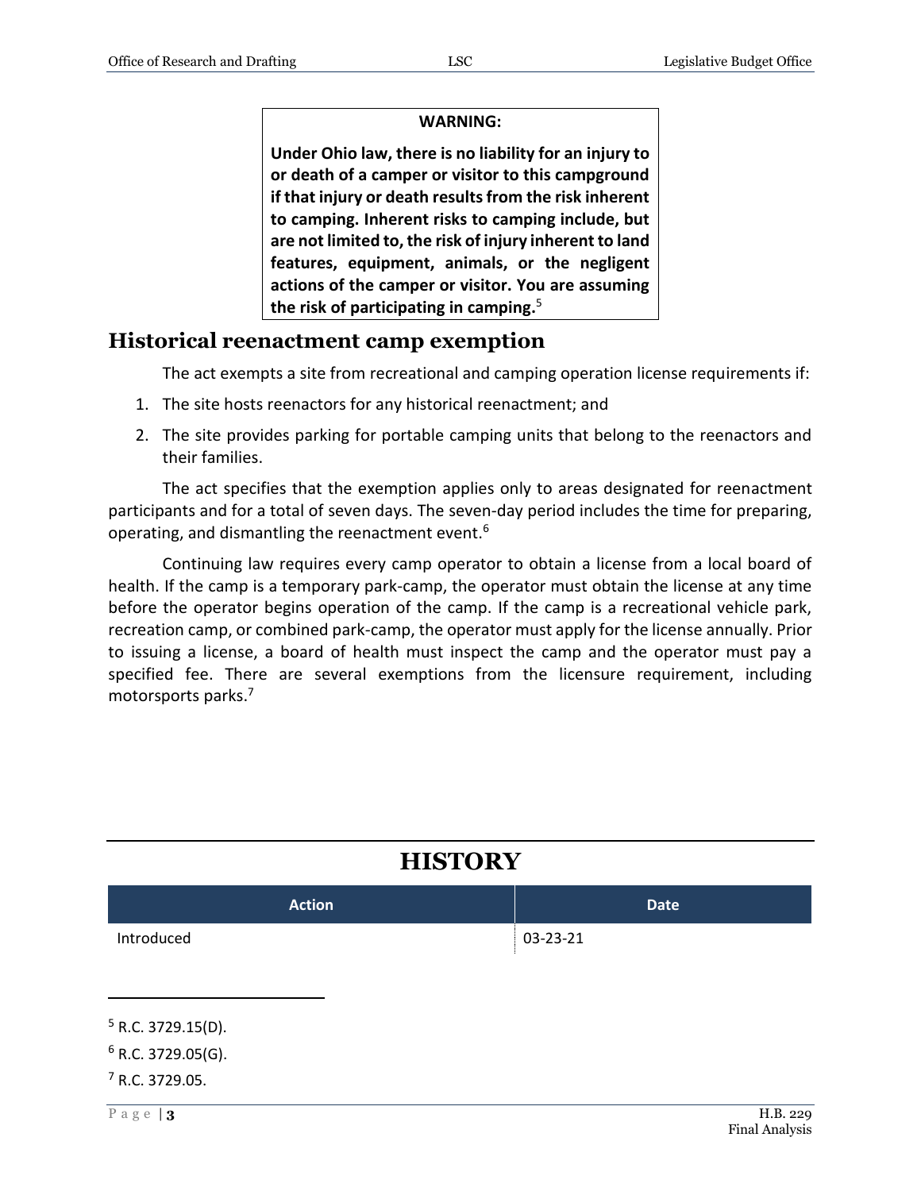**WARNING:**

**Under Ohio law, there is no liability for an injury to or death of a camper or visitor to this campground if that injury or death results from the risk inherent to camping. Inherent risks to camping include, but are not limited to, the risk of injury inherent to land features, equipment, animals, or the negligent actions of the camper or visitor. You are assuming the risk of participating in camping.**[5]

## Historical reenactment camp exemption

The act exempts a site from recreational and camping operation license requirements if:

1. The site hosts reenactors for any historical reenactment; and
2. The site provides parking for portable camping units that belong to the reenactors and their families.

The act specifies that the exemption applies only to areas designated for reenactment participants and for a total of seven days. The seven-day period includes the time for preparing, operating, and dismantling the reenactment event.[6]

Continuing law requires every camp operator to obtain a license from a local board of health. If the camp is a temporary park-camp, the operator must obtain the license at any time before the operator begins operation of the camp. If the camp is a recreational vehicle park, recreation camp, or combined park-camp, the operator must apply for the license annually. Prior to issuing a license, a board of health must inspect the camp and the operator must pay a specified fee. There are several exemptions from the licensure requirement, including motorsports parks.[7]

# HISTORY

| Action | Date |
|---|---|
| Introduced | 03-23-21 |

[5] R.C. 3729.15(D).

[6] R.C. 3729.05(G).

[7] R.C. 3729.05.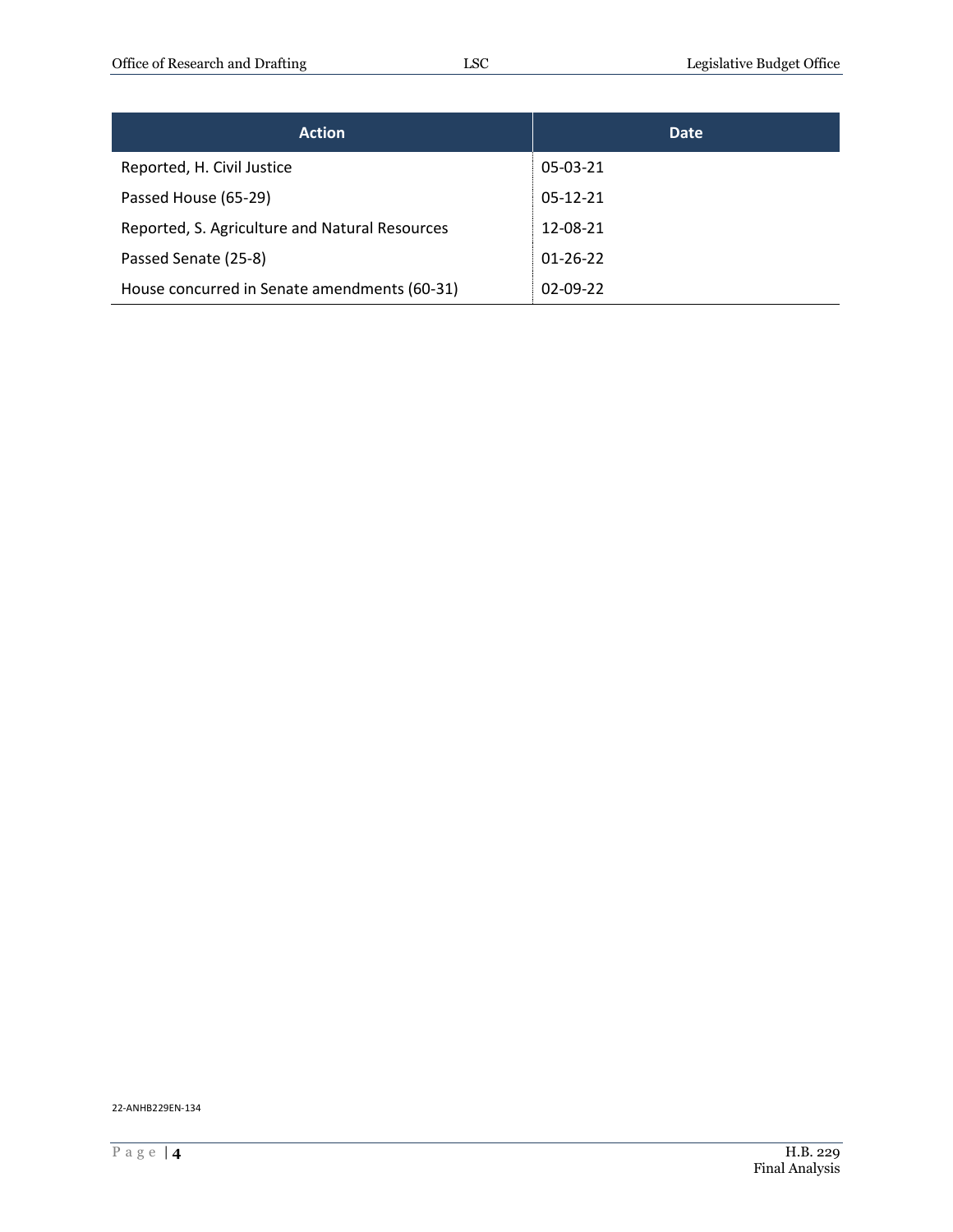| Action | Date |
| --- | --- |
| Reported, H. Civil Justice | 05-03-21 |
| Passed House (65-29) | 05-12-21 |
| Reported, S. Agriculture and Natural Resources | 12-08-21 |
| Passed Senate (25-8) | 01-26-22 |
| House concurred in Senate amendments (60-31) | 02-09-22 |

22-ANHB229EN-134